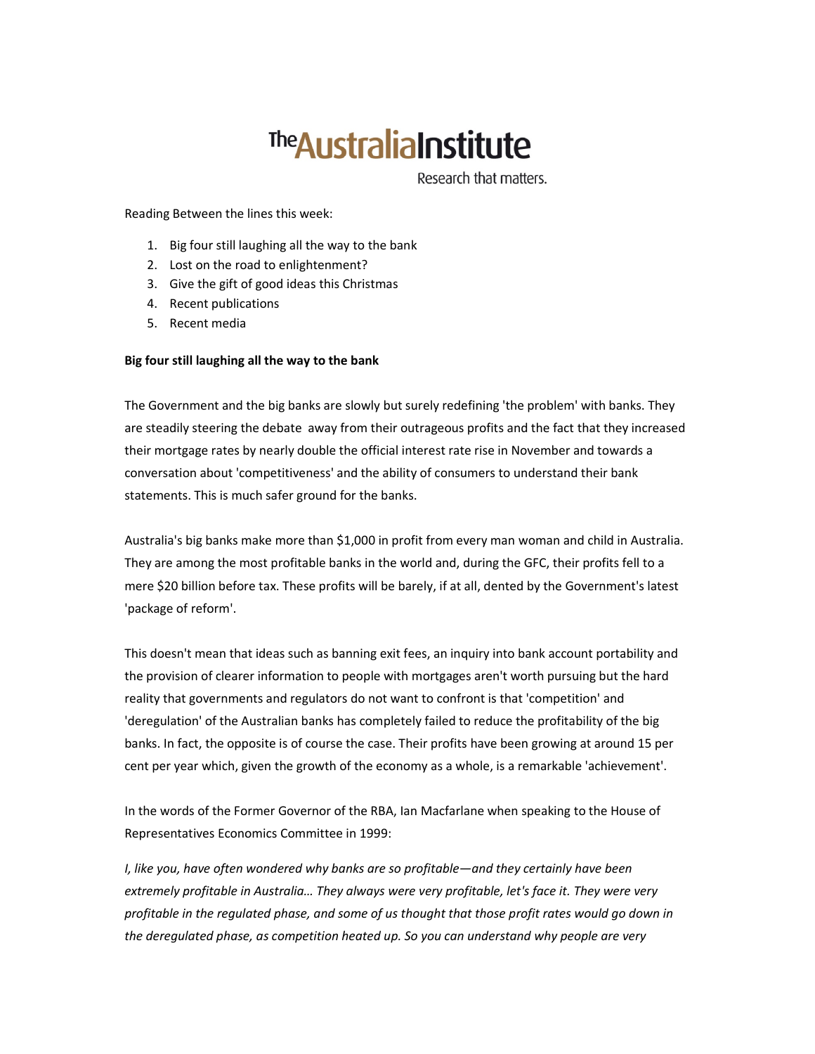# The Australia Institute

Research that matters.

Reading Between the lines this week:

1. Big four still laughing all the way to the bank
2. Lost on the road to enlightenment?
3. Give the gift of good ideas this Christmas
4. Recent publications
5. Recent media

**Big four still laughing all the way to the bank**

The Government and the big banks are slowly but surely redefining 'the problem' with banks. They are steadily steering the debate away from their outrageous profits and the fact that they increased their mortgage rates by nearly double the official interest rate rise in November and towards a conversation about 'competitiveness' and the ability of consumers to understand their bank statements. This is much safer ground for the banks.

Australia's big banks make more than $1,000 in profit from every man woman and child in Australia. They are among the most profitable banks in the world and, during the GFC, their profits fell to a mere $20 billion before tax. These profits will be barely, if at all, dented by the Government's latest 'package of reform'.

This doesn't mean that ideas such as banning exit fees, an inquiry into bank account portability and the provision of clearer information to people with mortgages aren't worth pursuing but the hard reality that governments and regulators do not want to confront is that 'competition' and 'deregulation' of the Australian banks has completely failed to reduce the profitability of the big banks. In fact, the opposite is of course the case. Their profits have been growing at around 15 per cent per year which, given the growth of the economy as a whole, is a remarkable 'achievement'.

In the words of the Former Governor of the RBA, Ian Macfarlane when speaking to the House of Representatives Economics Committee in 1999:

*I, like you, have often wondered why banks are so profitable—and they certainly have been extremely profitable in Australia… They always were very profitable, let's face it. They were very profitable in the regulated phase, and some of us thought that those profit rates would go down in the deregulated phase, as competition heated up. So you can understand why people are very*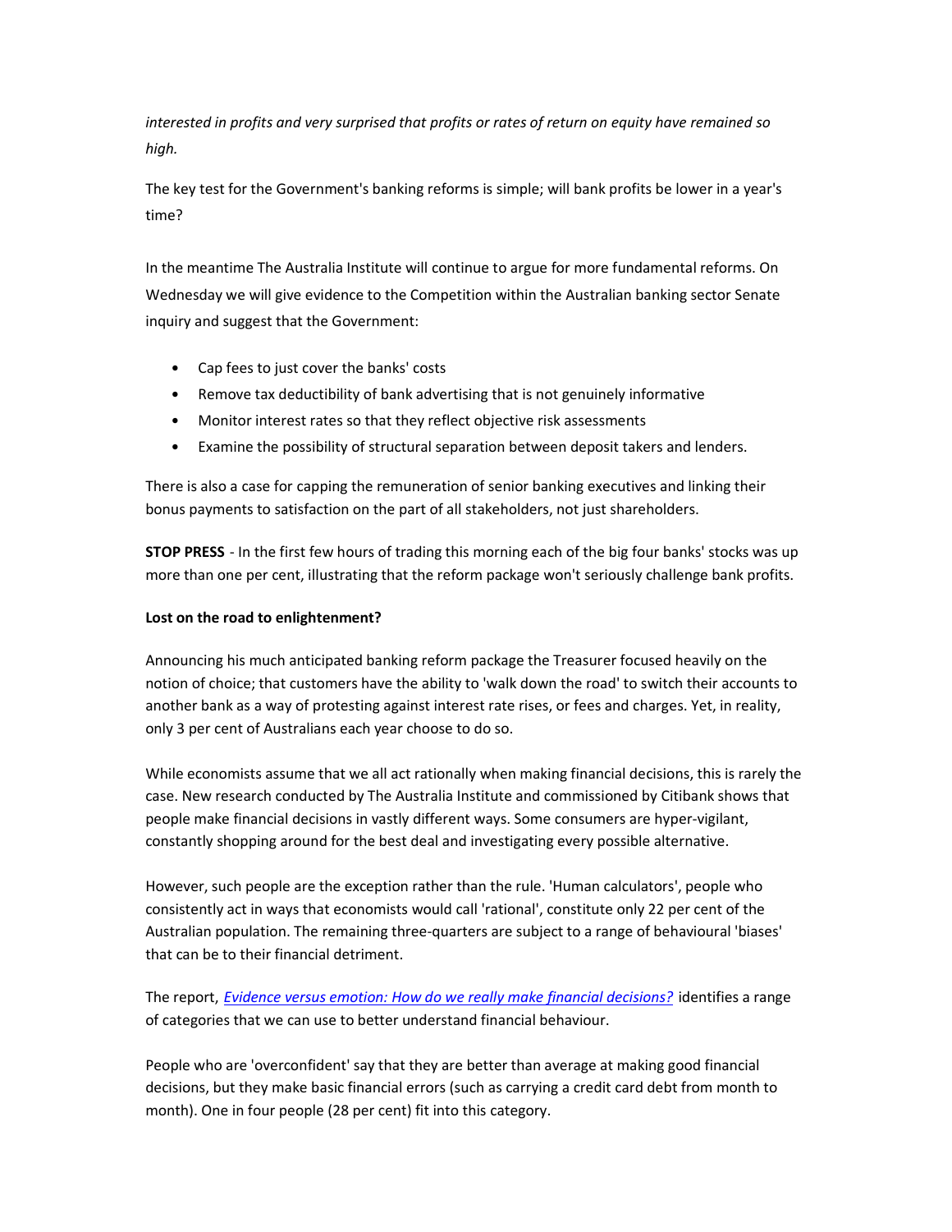*interested in profits and very surprised that profits or rates of return on equity have remained so high.*

The key test for the Government's banking reforms is simple; will bank profits be lower in a year's time?

In the meantime The Australia Institute will continue to argue for more fundamental reforms. On Wednesday we will give evidence to the Competition within the Australian banking sector Senate inquiry and suggest that the Government:

- Cap fees to just cover the banks' costs
- Remove tax deductibility of bank advertising that is not genuinely informative
- Monitor interest rates so that they reflect objective risk assessments
- Examine the possibility of structural separation between deposit takers and lenders.

There is also a case for capping the remuneration of senior banking executives and linking their bonus payments to satisfaction on the part of all stakeholders, not just shareholders.

**STOP PRESS** - In the first few hours of trading this morning each of the big four banks' stocks was up more than one per cent, illustrating that the reform package won't seriously challenge bank profits.

**Lost on the road to enlightenment?**

Announcing his much anticipated banking reform package the Treasurer focused heavily on the notion of choice; that customers have the ability to 'walk down the road' to switch their accounts to another bank as a way of protesting against interest rate rises, or fees and charges. Yet, in reality, only 3 per cent of Australians each year choose to do so.

While economists assume that we all act rationally when making financial decisions, this is rarely the case. New research conducted by The Australia Institute and commissioned by Citibank shows that people make financial decisions in vastly different ways. Some consumers are hyper-vigilant, constantly shopping around for the best deal and investigating every possible alternative.

However, such people are the exception rather than the rule. 'Human calculators', people who consistently act in ways that economists would call 'rational', constitute only 22 per cent of the Australian population. The remaining three-quarters are subject to a range of behavioural 'biases' that can be to their financial detriment.

The report, *Evidence versus emotion: How do we really make financial decisions?* identifies a range of categories that we can use to better understand financial behaviour.

People who are 'overconfident' say that they are better than average at making good financial decisions, but they make basic financial errors (such as carrying a credit card debt from month to month). One in four people (28 per cent) fit into this category.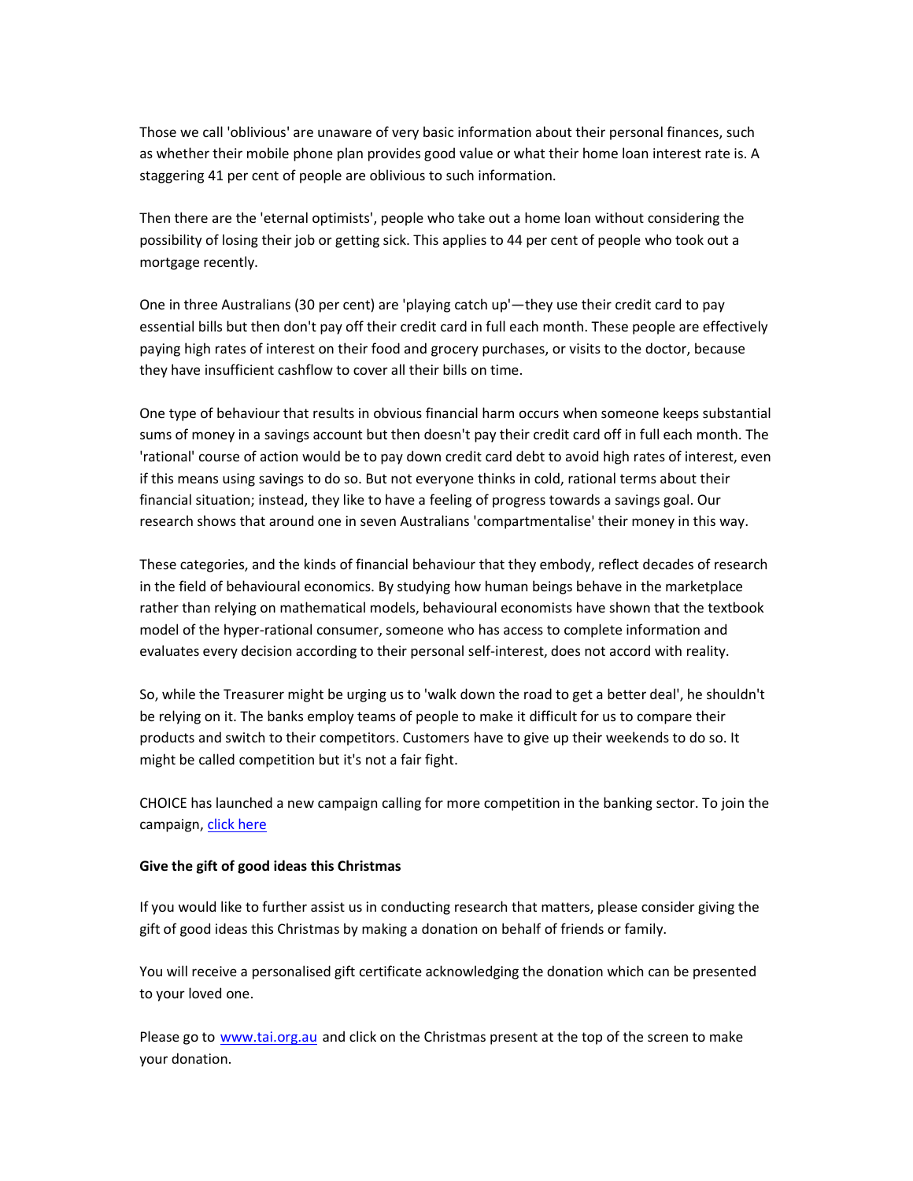Those we call 'oblivious' are unaware of very basic information about their personal finances, such as whether their mobile phone plan provides good value or what their home loan interest rate is. A staggering 41 per cent of people are oblivious to such information.

Then there are the 'eternal optimists', people who take out a home loan without considering the possibility of losing their job or getting sick. This applies to 44 per cent of people who took out a mortgage recently.

One in three Australians (30 per cent) are 'playing catch up'—they use their credit card to pay essential bills but then don't pay off their credit card in full each month. These people are effectively paying high rates of interest on their food and grocery purchases, or visits to the doctor, because they have insufficient cashflow to cover all their bills on time.

One type of behaviour that results in obvious financial harm occurs when someone keeps substantial sums of money in a savings account but then doesn't pay their credit card off in full each month. The 'rational' course of action would be to pay down credit card debt to avoid high rates of interest, even if this means using savings to do so. But not everyone thinks in cold, rational terms about their financial situation; instead, they like to have a feeling of progress towards a savings goal. Our research shows that around one in seven Australians 'compartmentalise' their money in this way.

These categories, and the kinds of financial behaviour that they embody, reflect decades of research in the field of behavioural economics. By studying how human beings behave in the marketplace rather than relying on mathematical models, behavioural economists have shown that the textbook model of the hyper-rational consumer, someone who has access to complete information and evaluates every decision according to their personal self-interest, does not accord with reality.

So, while the Treasurer might be urging us to 'walk down the road to get a better deal', he shouldn't be relying on it. The banks employ teams of people to make it difficult for us to compare their products and switch to their competitors. Customers have to give up their weekends to do so. It might be called competition but it's not a fair fight.

CHOICE has launched a new campaign calling for more competition in the banking sector. To join the campaign, [click here]

**Give the gift of good ideas this Christmas**

If you would like to further assist us in conducting research that matters, please consider giving the gift of good ideas this Christmas by making a donation on behalf of friends or family.

You will receive a personalised gift certificate acknowledging the donation which can be presented to your loved one.

Please go to www.tai.org.au and click on the Christmas present at the top of the screen to make your donation.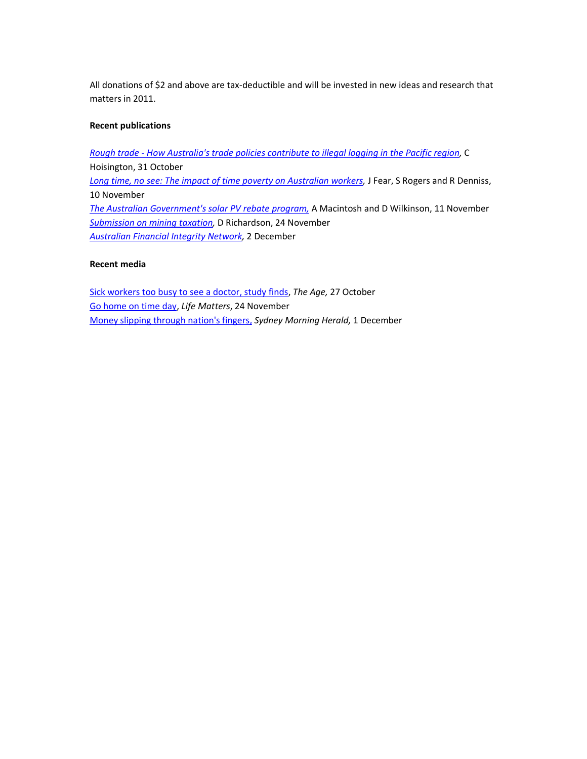All donations of $2 and above are tax-deductible and will be invested in new ideas and research that matters in 2011.

**Recent publications**

*Rough trade - How Australia's trade policies contribute to illegal logging in the Pacific region*, C Hoisington, 31 October
*Long time, no see: The impact of time poverty on Australian workers*, J Fear, S Rogers and R Denniss, 10 November
*The Australian Government's solar PV rebate program,* A Macintosh and D Wilkinson, 11 November
*Submission on mining taxation,* D Richardson, 24 November
*Australian Financial Integrity Network,* 2 December

**Recent media**

Sick workers too busy to see a doctor, study finds, *The Age,* 27 October
Go home on time day, *Life Matters*, 24 November
Money slipping through nation's fingers, *Sydney Morning Herald,* 1 December